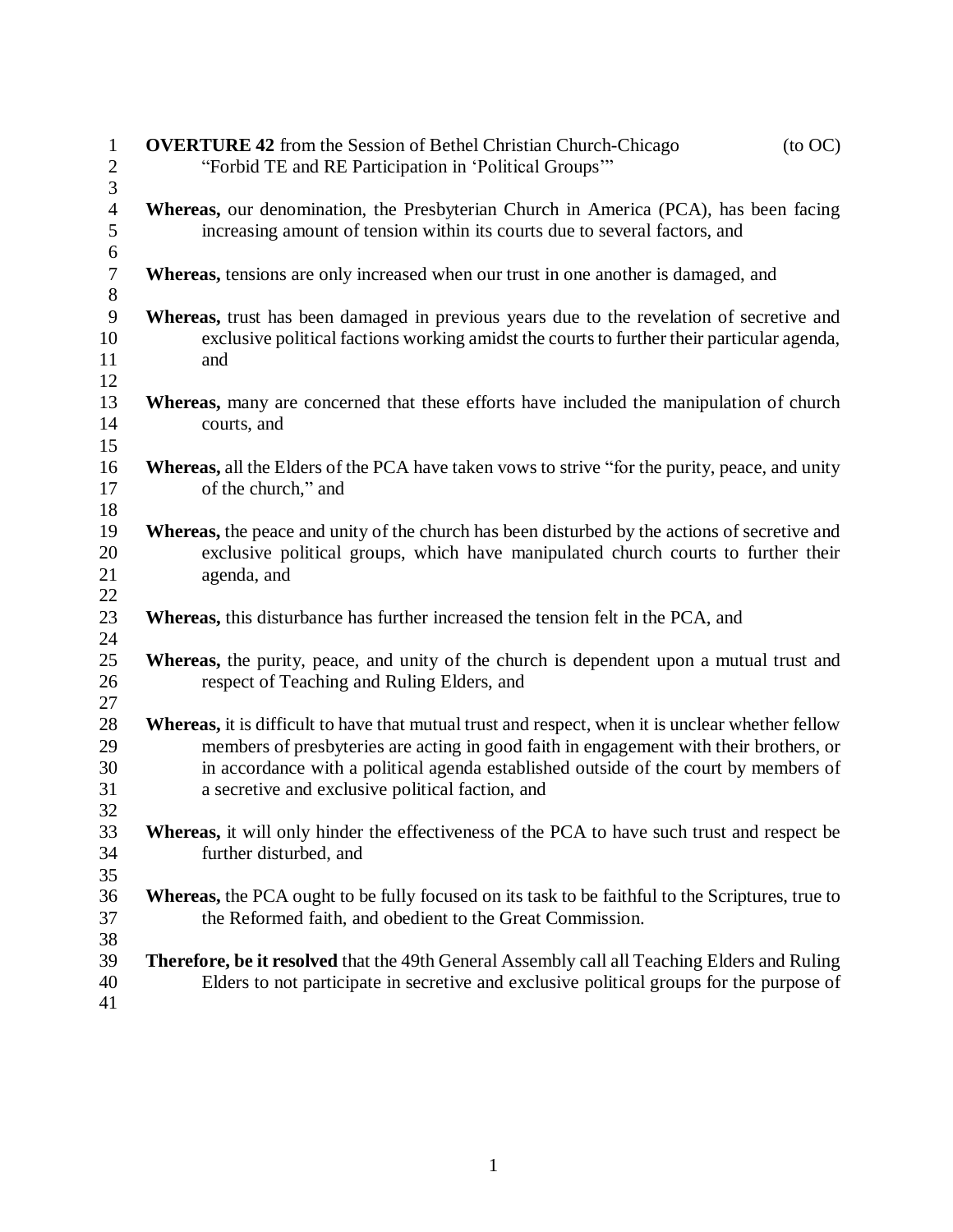**OVERTURE 42** from the Session of Bethel Christian Church-Chicago (to OC)
"Forbid TE and RE Participation in 'Political Groups'"

**Whereas,** our denomination, the Presbyterian Church in America (PCA), has been facing increasing amount of tension within its courts due to several factors, and

**Whereas,** tensions are only increased when our trust in one another is damaged, and

**Whereas,** trust has been damaged in previous years due to the revelation of secretive and exclusive political factions working amidst the courts to further their particular agenda, and

**Whereas,** many are concerned that these efforts have included the manipulation of church courts, and

**Whereas,** all the Elders of the PCA have taken vows to strive "for the purity, peace, and unity of the church," and

**Whereas,** the peace and unity of the church has been disturbed by the actions of secretive and exclusive political groups, which have manipulated church courts to further their agenda, and

**Whereas,** this disturbance has further increased the tension felt in the PCA, and

**Whereas,** the purity, peace, and unity of the church is dependent upon a mutual trust and respect of Teaching and Ruling Elders, and

**Whereas,** it is difficult to have that mutual trust and respect, when it is unclear whether fellow members of presbyteries are acting in good faith in engagement with their brothers, or in accordance with a political agenda established outside of the court by members of a secretive and exclusive political faction, and

**Whereas,** it will only hinder the effectiveness of the PCA to have such trust and respect be further disturbed, and

**Whereas,** the PCA ought to be fully focused on its task to be faithful to the Scriptures, true to the Reformed faith, and obedient to the Great Commission.

**Therefore, be it resolved** that the 49th General Assembly call all Teaching Elders and Ruling Elders to not participate in secretive and exclusive political groups for the purpose of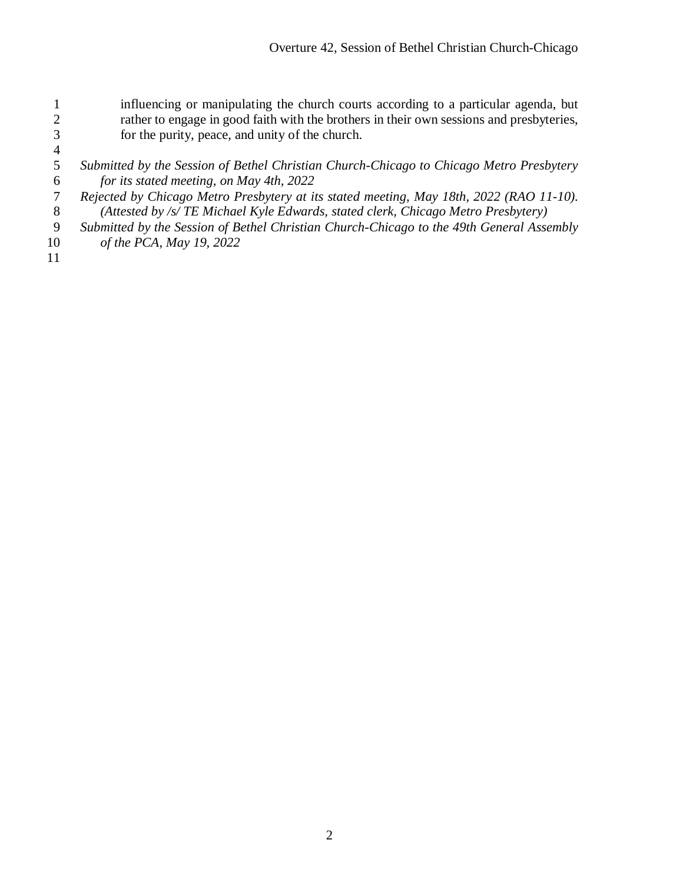influencing or manipulating the church courts according to a particular agenda, but rather to engage in good faith with the brothers in their own sessions and presbyteries, for the purity, peace, and unity of the church.

*Submitted by the Session of Bethel Christian Church-Chicago to Chicago Metro Presbytery for its stated meeting, on May 4th, 2022*
*Rejected by Chicago Metro Presbytery at its stated meeting, May 18th, 2022 (RAO 11-10). (Attested by /s/ TE Michael Kyle Edwards, stated clerk, Chicago Metro Presbytery)*
*Submitted by the Session of Bethel Christian Church-Chicago to the 49th General Assembly of the PCA, May 19, 2022*